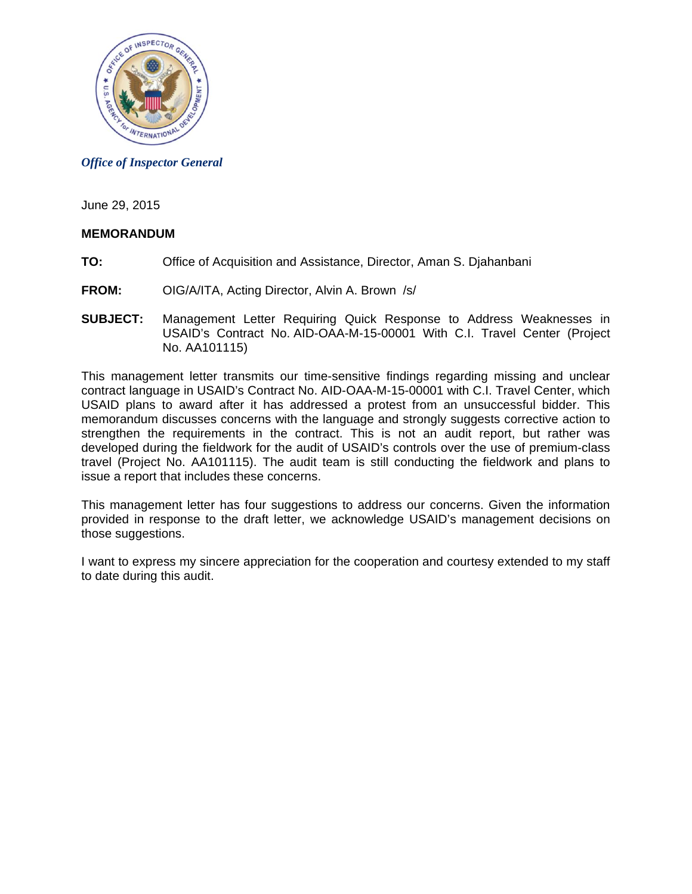*Office of Inspector General*

June 29, 2015

**MEMORANDUM**

**TO:** Office of Acquisition and Assistance, Director, Aman S. Djahanbani

**FROM:** OIG/A/ITA, Acting Director, Alvin A. Brown /s/

**SUBJECT:** Management Letter Requiring Quick Response to Address Weaknesses in USAID's Contract No. AID-OAA-M-15-00001 With C.I. Travel Center (Project No. AA101115)

This management letter transmits our time-sensitive findings regarding missing and unclear contract language in USAID's Contract No. AID-OAA-M-15-00001 with C.I. Travel Center, which USAID plans to award after it has addressed a protest from an unsuccessful bidder. This memorandum discusses concerns with the language and strongly suggests corrective action to strengthen the requirements in the contract. This is not an audit report, but rather was developed during the fieldwork for the audit of USAID's controls over the use of premium-class travel (Project No. AA101115). The audit team is still conducting the fieldwork and plans to issue a report that includes these concerns.

This management letter has four suggestions to address our concerns. Given the information provided in response to the draft letter, we acknowledge USAID's management decisions on those suggestions.

I want to express my sincere appreciation for the cooperation and courtesy extended to my staff to date during this audit.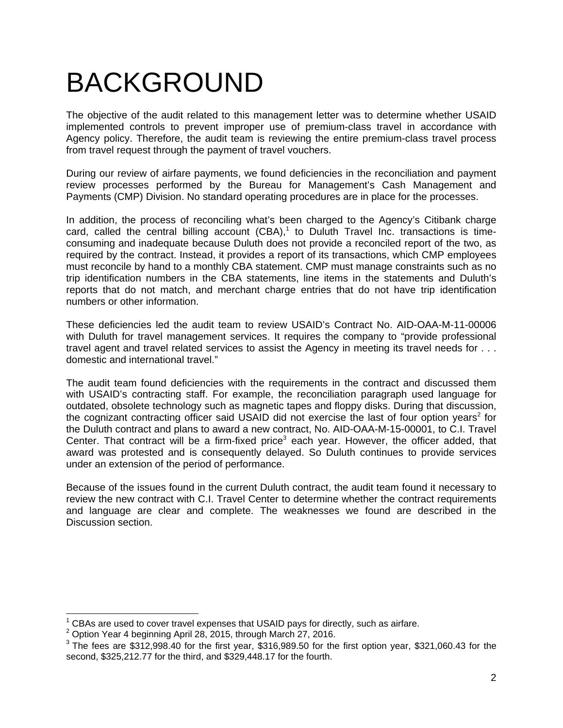# BACKGROUND

The objective of the audit related to this management letter was to determine whether USAID implemented controls to prevent improper use of premium-class travel in accordance with Agency policy. Therefore, the audit team is reviewing the entire premium-class travel process from travel request through the payment of travel vouchers.

During our review of airfare payments, we found deficiencies in the reconciliation and payment review processes performed by the Bureau for Management's Cash Management and Payments (CMP) Division. No standard operating procedures are in place for the processes.

In addition, the process of reconciling what's been charged to the Agency's Citibank charge card, called the central billing account (CBA),[1] to Duluth Travel Inc. transactions is time-consuming and inadequate because Duluth does not provide a reconciled report of the two, as required by the contract. Instead, it provides a report of its transactions, which CMP employees must reconcile by hand to a monthly CBA statement. CMP must manage constraints such as no trip identification numbers in the CBA statements, line items in the statements and Duluth's reports that do not match, and merchant charge entries that do not have trip identification numbers or other information.

These deficiencies led the audit team to review USAID's Contract No. AID-OAA-M-11-00006 with Duluth for travel management services. It requires the company to "provide professional travel agent and travel related services to assist the Agency in meeting its travel needs for . . . domestic and international travel."

The audit team found deficiencies with the requirements in the contract and discussed them with USAID's contracting staff. For example, the reconciliation paragraph used language for outdated, obsolete technology such as magnetic tapes and floppy disks. During that discussion, the cognizant contracting officer said USAID did not exercise the last of four option years[2] for the Duluth contract and plans to award a new contract, No. AID-OAA-M-15-00001, to C.I. Travel Center. That contract will be a firm-fixed price[3] each year. However, the officer added, that award was protested and is consequently delayed. So Duluth continues to provide services under an extension of the period of performance.

Because of the issues found in the current Duluth contract, the audit team found it necessary to review the new contract with C.I. Travel Center to determine whether the contract requirements and language are clear and complete. The weaknesses we found are described in the Discussion section.

---

[1] CBAs are used to cover travel expenses that USAID pays for directly, such as airfare.

[2] Option Year 4 beginning April 28, 2015, through March 27, 2016.

[3] The fees are $312,998.40 for the first year, $316,989.50 for the first option year, $321,060.43 for the second, $325,212.77 for the third, and $329,448.17 for the fourth.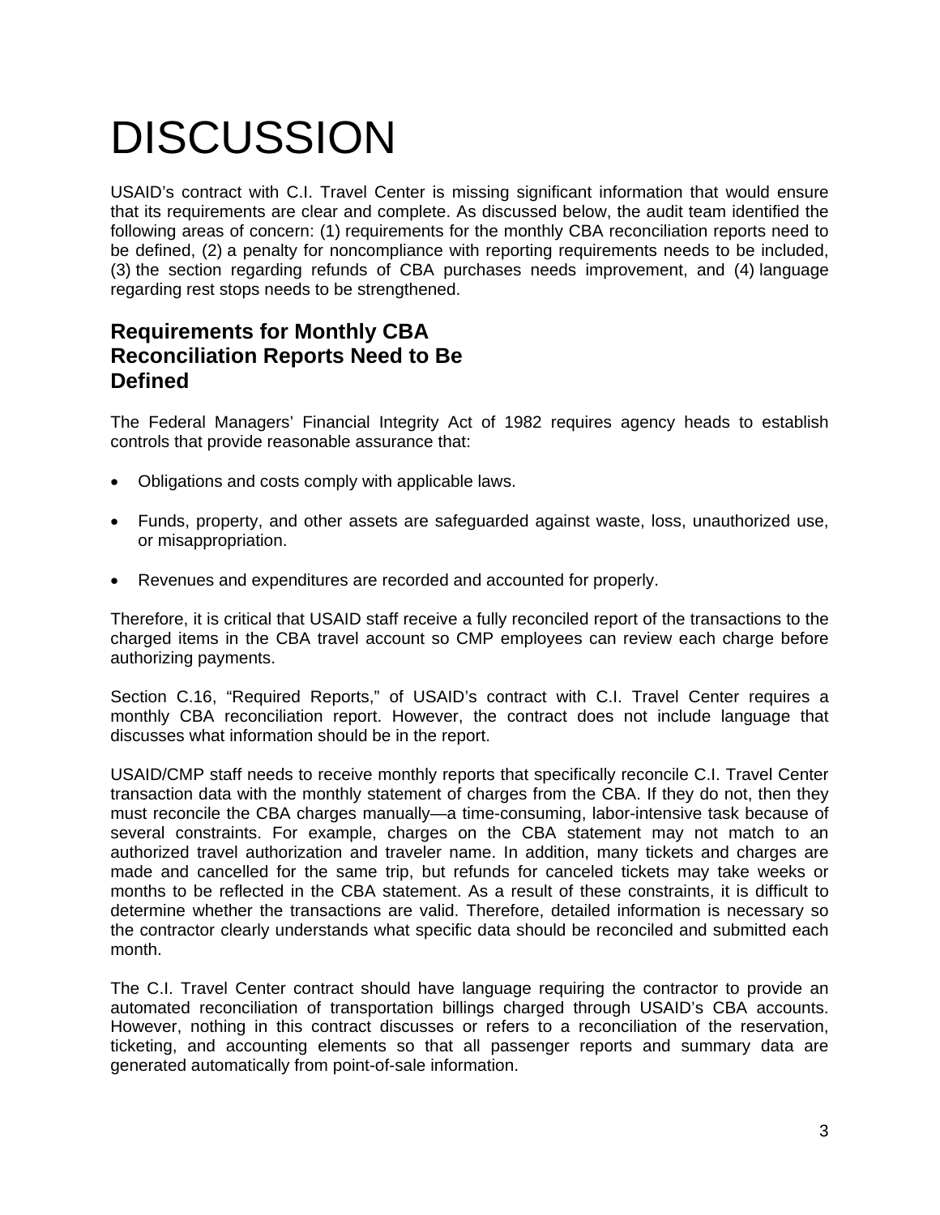# DISCUSSION

USAID's contract with C.I. Travel Center is missing significant information that would ensure that its requirements are clear and complete. As discussed below, the audit team identified the following areas of concern: (1) requirements for the monthly CBA reconciliation reports need to be defined, (2) a penalty for noncompliance with reporting requirements needs to be included, (3) the section regarding refunds of CBA purchases needs improvement, and (4) language regarding rest stops needs to be strengthened.

## Requirements for Monthly CBA Reconciliation Reports Need to Be Defined

The Federal Managers' Financial Integrity Act of 1982 requires agency heads to establish controls that provide reasonable assurance that:

- Obligations and costs comply with applicable laws.
- Funds, property, and other assets are safeguarded against waste, loss, unauthorized use, or misappropriation.
- Revenues and expenditures are recorded and accounted for properly.

Therefore, it is critical that USAID staff receive a fully reconciled report of the transactions to the charged items in the CBA travel account so CMP employees can review each charge before authorizing payments.

Section C.16, "Required Reports," of USAID's contract with C.I. Travel Center requires a monthly CBA reconciliation report. However, the contract does not include language that discusses what information should be in the report.

USAID/CMP staff needs to receive monthly reports that specifically reconcile C.I. Travel Center transaction data with the monthly statement of charges from the CBA. If they do not, then they must reconcile the CBA charges manually—a time-consuming, labor-intensive task because of several constraints. For example, charges on the CBA statement may not match to an authorized travel authorization and traveler name. In addition, many tickets and charges are made and cancelled for the same trip, but refunds for canceled tickets may take weeks or months to be reflected in the CBA statement. As a result of these constraints, it is difficult to determine whether the transactions are valid. Therefore, detailed information is necessary so the contractor clearly understands what specific data should be reconciled and submitted each month.

The C.I. Travel Center contract should have language requiring the contractor to provide an automated reconciliation of transportation billings charged through USAID's CBA accounts. However, nothing in this contract discusses or refers to a reconciliation of the reservation, ticketing, and accounting elements so that all passenger reports and summary data are generated automatically from point-of-sale information.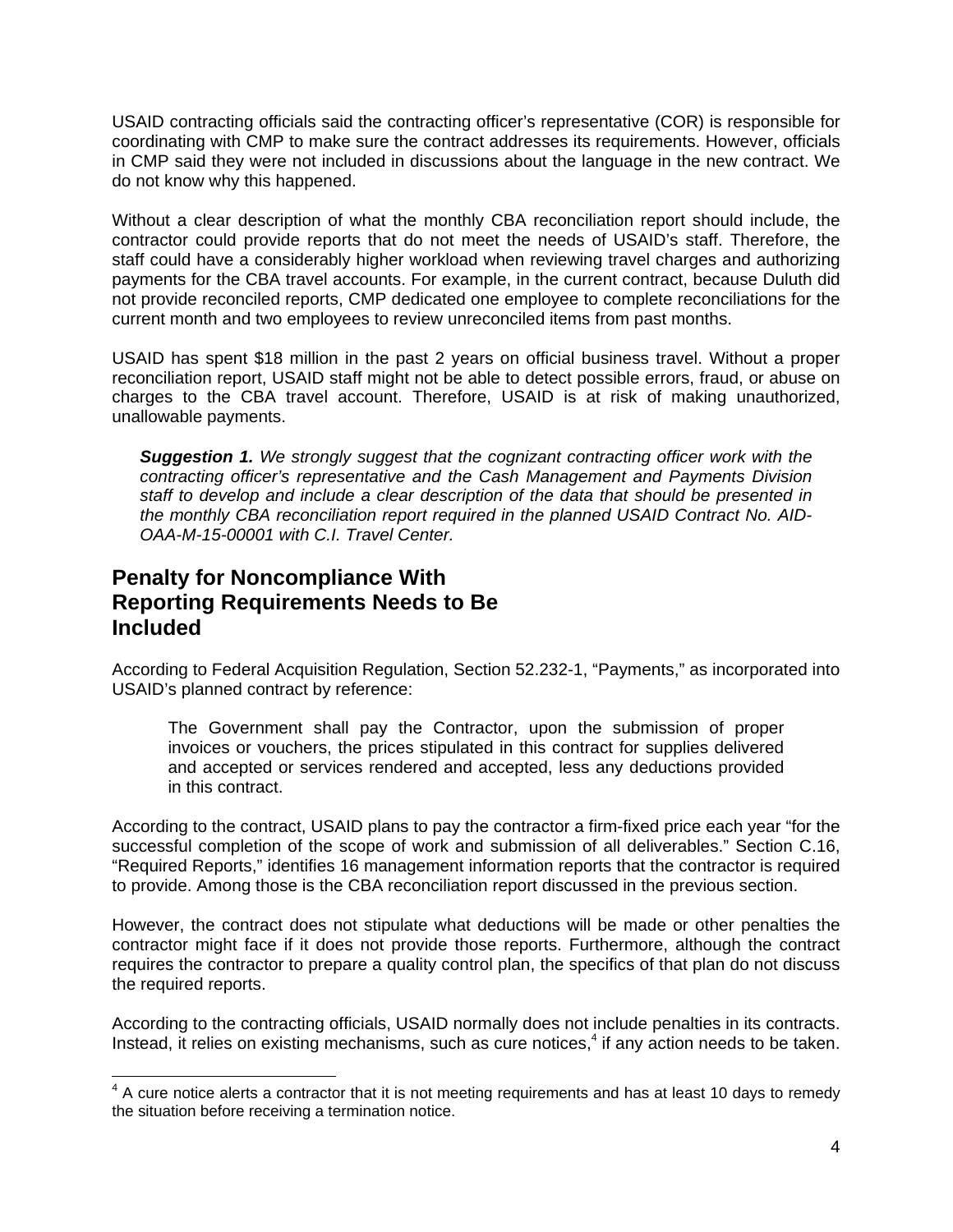USAID contracting officials said the contracting officer's representative (COR) is responsible for coordinating with CMP to make sure the contract addresses its requirements. However, officials in CMP said they were not included in discussions about the language in the new contract. We do not know why this happened.

Without a clear description of what the monthly CBA reconciliation report should include, the contractor could provide reports that do not meet the needs of USAID's staff. Therefore, the staff could have a considerably higher workload when reviewing travel charges and authorizing payments for the CBA travel accounts. For example, in the current contract, because Duluth did not provide reconciled reports, CMP dedicated one employee to complete reconciliations for the current month and two employees to review unreconciled items from past months.

USAID has spent $18 million in the past 2 years on official business travel. Without a proper reconciliation report, USAID staff might not be able to detect possible errors, fraud, or abuse on charges to the CBA travel account. Therefore, USAID is at risk of making unauthorized, unallowable payments.

> ***Suggestion 1.*** *We strongly suggest that the cognizant contracting officer work with the contracting officer's representative and the Cash Management and Payments Division staff to develop and include a clear description of the data that should be presented in the monthly CBA reconciliation report required in the planned USAID Contract No. AID-OAA-M-15-00001 with C.I. Travel Center.*

## Penalty for Noncompliance With Reporting Requirements Needs to Be Included

According to Federal Acquisition Regulation, Section 52.232-1, "Payments," as incorporated into USAID's planned contract by reference:

> The Government shall pay the Contractor, upon the submission of proper invoices or vouchers, the prices stipulated in this contract for supplies delivered and accepted or services rendered and accepted, less any deductions provided in this contract.

According to the contract, USAID plans to pay the contractor a firm-fixed price each year "for the successful completion of the scope of work and submission of all deliverables." Section C.16, "Required Reports," identifies 16 management information reports that the contractor is required to provide. Among those is the CBA reconciliation report discussed in the previous section.

However, the contract does not stipulate what deductions will be made or other penalties the contractor might face if it does not provide those reports. Furthermore, although the contract requires the contractor to prepare a quality control plan, the specifics of that plan do not discuss the required reports.

According to the contracting officials, USAID normally does not include penalties in its contracts. Instead, it relies on existing mechanisms, such as cure notices,[4] if any action needs to be taken.

[4] A cure notice alerts a contractor that it is not meeting requirements and has at least 10 days to remedy the situation before receiving a termination notice.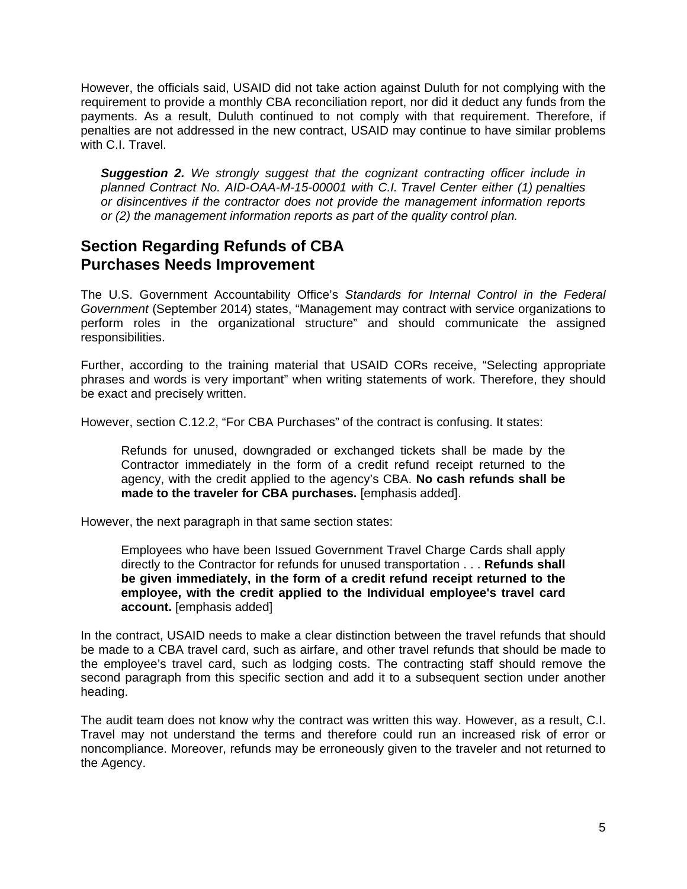However, the officials said, USAID did not take action against Duluth for not complying with the requirement to provide a monthly CBA reconciliation report, nor did it deduct any funds from the payments. As a result, Duluth continued to not comply with that requirement. Therefore, if penalties are not addressed in the new contract, USAID may continue to have similar problems with C.I. Travel.

> ***Suggestion 2.*** *We strongly suggest that the cognizant contracting officer include in planned Contract No. AID-OAA-M-15-00001 with C.I. Travel Center either (1) penalties or disincentives if the contractor does not provide the management information reports or (2) the management information reports as part of the quality control plan.*

## Section Regarding Refunds of CBA Purchases Needs Improvement

The U.S. Government Accountability Office's *Standards for Internal Control in the Federal Government* (September 2014) states, "Management may contract with service organizations to perform roles in the organizational structure" and should communicate the assigned responsibilities.

Further, according to the training material that USAID CORs receive, "Selecting appropriate phrases and words is very important" when writing statements of work. Therefore, they should be exact and precisely written.

However, section C.12.2, "For CBA Purchases" of the contract is confusing. It states:

> Refunds for unused, downgraded or exchanged tickets shall be made by the Contractor immediately in the form of a credit refund receipt returned to the agency, with the credit applied to the agency's CBA. **No cash refunds shall be made to the traveler for CBA purchases.** [emphasis added].

However, the next paragraph in that same section states:

> Employees who have been Issued Government Travel Charge Cards shall apply directly to the Contractor for refunds for unused transportation . . . **Refunds shall be given immediately, in the form of a credit refund receipt returned to the employee, with the credit applied to the Individual employee's travel card account.** [emphasis added]

In the contract, USAID needs to make a clear distinction between the travel refunds that should be made to a CBA travel card, such as airfare, and other travel refunds that should be made to the employee's travel card, such as lodging costs. The contracting staff should remove the second paragraph from this specific section and add it to a subsequent section under another heading.

The audit team does not know why the contract was written this way. However, as a result, C.I. Travel may not understand the terms and therefore could run an increased risk of error or noncompliance. Moreover, refunds may be erroneously given to the traveler and not returned to the Agency.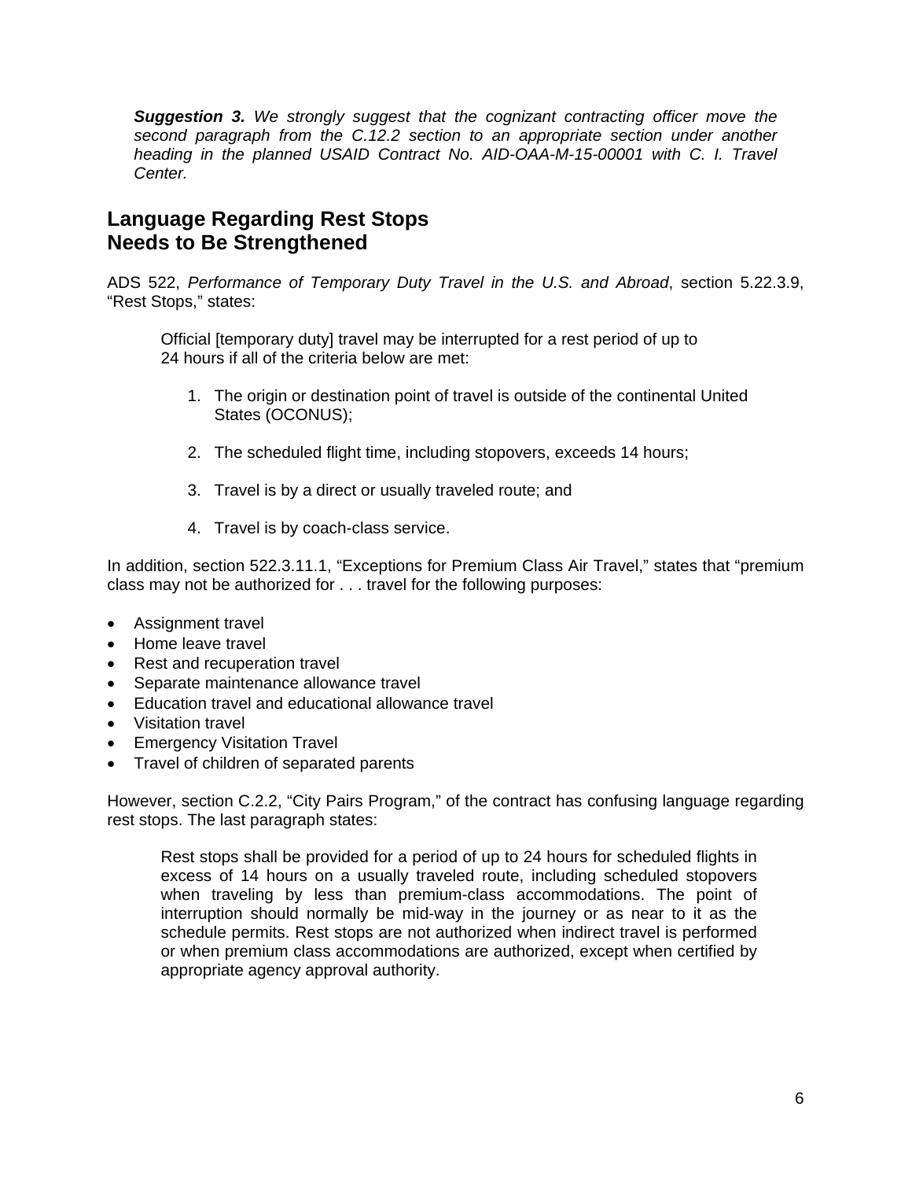***Suggestion 3.*** *We strongly suggest that the cognizant contracting officer move the second paragraph from the C.12.2 section to an appropriate section under another heading in the planned USAID Contract No. AID-OAA-M-15-00001 with C. I. Travel Center.*

## Language Regarding Rest Stops Needs to Be Strengthened

ADS 522, *Performance of Temporary Duty Travel in the U.S. and Abroad*, section 5.22.3.9, “Rest Stops,” states:

> Official [temporary duty] travel may be interrupted for a rest period of up to 24 hours if all of the criteria below are met:
>
> 1. The origin or destination point of travel is outside of the continental United States (OCONUS);
> 2. The scheduled flight time, including stopovers, exceeds 14 hours;
> 3. Travel is by a direct or usually traveled route; and
> 4. Travel is by coach-class service.

In addition, section 522.3.11.1, “Exceptions for Premium Class Air Travel,” states that “premium class may not be authorized for . . . travel for the following purposes:

- Assignment travel
- Home leave travel
- Rest and recuperation travel
- Separate maintenance allowance travel
- Education travel and educational allowance travel
- Visitation travel
- Emergency Visitation Travel
- Travel of children of separated parents

However, section C.2.2, “City Pairs Program,” of the contract has confusing language regarding rest stops. The last paragraph states:

> Rest stops shall be provided for a period of up to 24 hours for scheduled flights in excess of 14 hours on a usually traveled route, including scheduled stopovers when traveling by less than premium-class accommodations. The point of interruption should normally be mid-way in the journey or as near to it as the schedule permits. Rest stops are not authorized when indirect travel is performed or when premium class accommodations are authorized, except when certified by appropriate agency approval authority.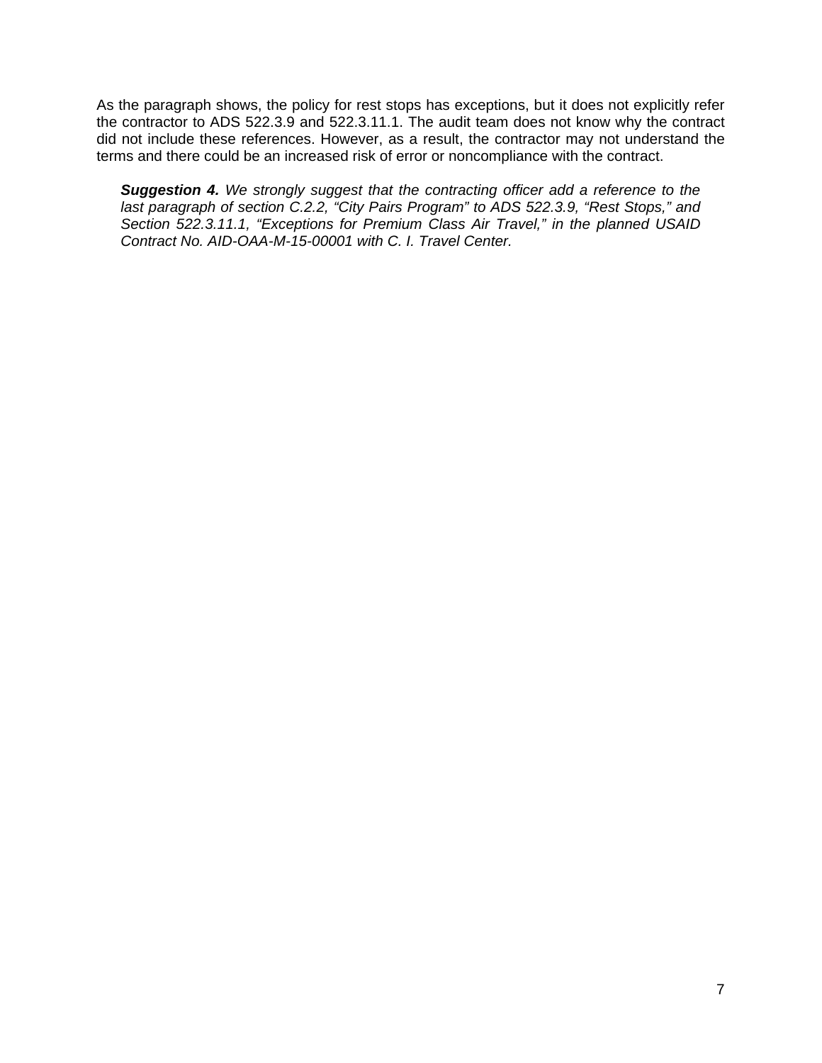As the paragraph shows, the policy for rest stops has exceptions, but it does not explicitly refer the contractor to ADS 522.3.9 and 522.3.11.1. The audit team does not know why the contract did not include these references. However, as a result, the contractor may not understand the terms and there could be an increased risk of error or noncompliance with the contract.

> ***Suggestion 4.*** *We strongly suggest that the contracting officer add a reference to the last paragraph of section C.2.2, "City Pairs Program" to ADS 522.3.9, "Rest Stops," and Section 522.3.11.1, "Exceptions for Premium Class Air Travel," in the planned USAID Contract No. AID-OAA-M-15-00001 with C. I. Travel Center.*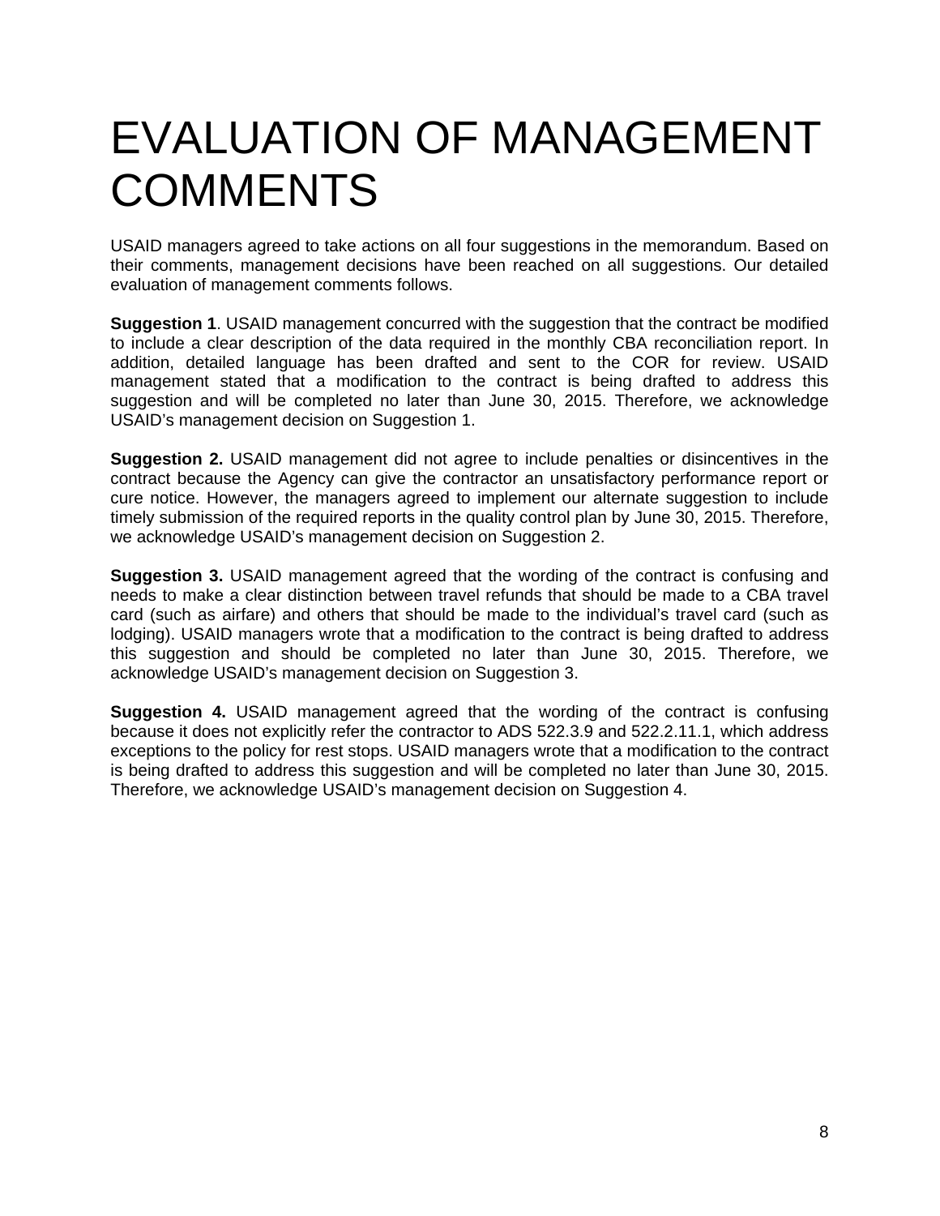# EVALUATION OF MANAGEMENT COMMENTS

USAID managers agreed to take actions on all four suggestions in the memorandum. Based on their comments, management decisions have been reached on all suggestions. Our detailed evaluation of management comments follows.

**Suggestion 1**. USAID management concurred with the suggestion that the contract be modified to include a clear description of the data required in the monthly CBA reconciliation report. In addition, detailed language has been drafted and sent to the COR for review. USAID management stated that a modification to the contract is being drafted to address this suggestion and will be completed no later than June 30, 2015. Therefore, we acknowledge USAID's management decision on Suggestion 1.

**Suggestion 2.** USAID management did not agree to include penalties or disincentives in the contract because the Agency can give the contractor an unsatisfactory performance report or cure notice. However, the managers agreed to implement our alternate suggestion to include timely submission of the required reports in the quality control plan by June 30, 2015. Therefore, we acknowledge USAID's management decision on Suggestion 2.

**Suggestion 3.** USAID management agreed that the wording of the contract is confusing and needs to make a clear distinction between travel refunds that should be made to a CBA travel card (such as airfare) and others that should be made to the individual's travel card (such as lodging). USAID managers wrote that a modification to the contract is being drafted to address this suggestion and should be completed no later than June 30, 2015. Therefore, we acknowledge USAID's management decision on Suggestion 3.

**Suggestion 4.** USAID management agreed that the wording of the contract is confusing because it does not explicitly refer the contractor to ADS 522.3.9 and 522.2.11.1, which address exceptions to the policy for rest stops. USAID managers wrote that a modification to the contract is being drafted to address this suggestion and will be completed no later than June 30, 2015. Therefore, we acknowledge USAID's management decision on Suggestion 4.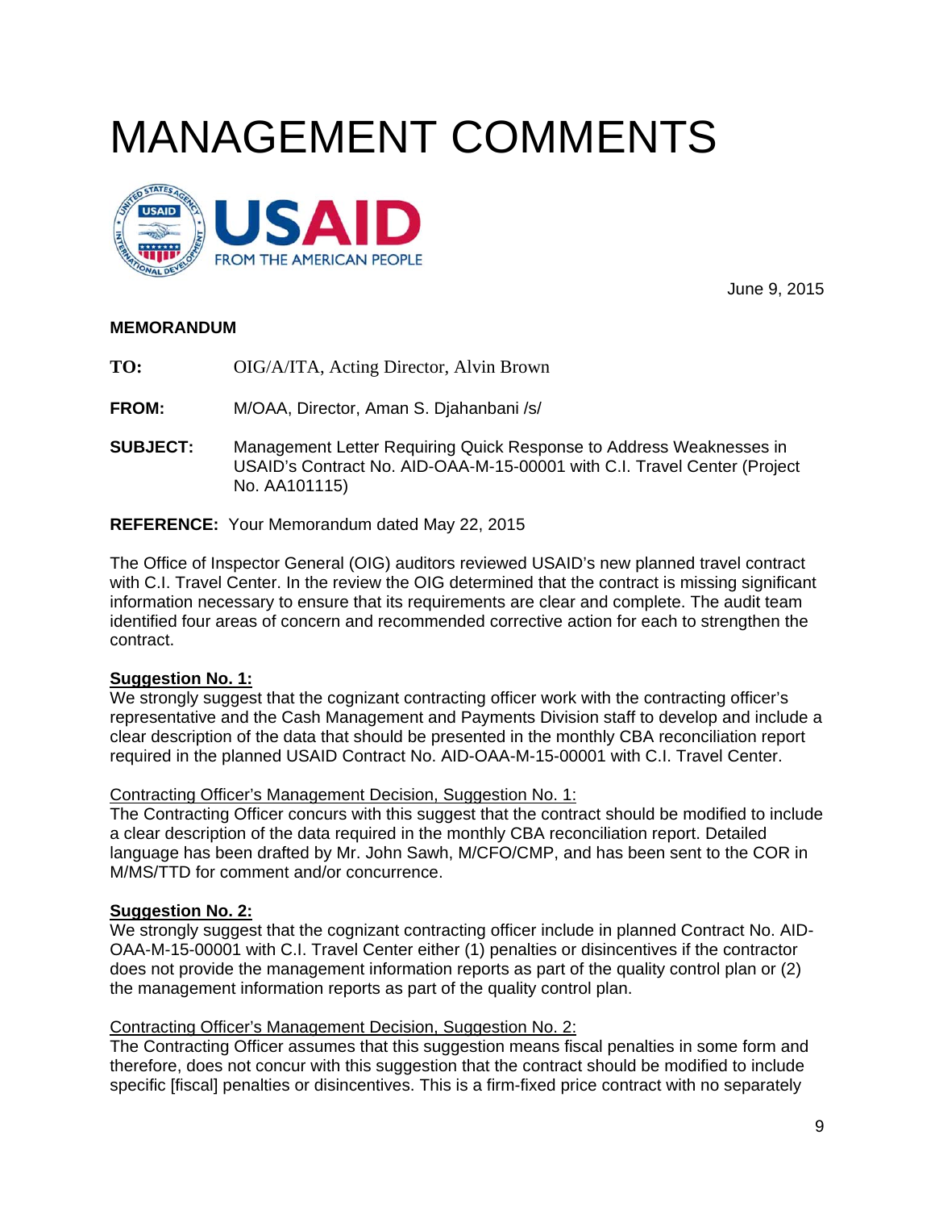# MANAGEMENT COMMENTS

June 9, 2015

**MEMORANDUM**

**TO:** OIG/A/ITA, Acting Director, Alvin Brown

**FROM:** M/OAA, Director, Aman S. Djahanbani /s/

**SUBJECT:** Management Letter Requiring Quick Response to Address Weaknesses in USAID's Contract No. AID-OAA-M-15-00001 with C.I. Travel Center (Project No. AA101115)

**REFERENCE:** Your Memorandum dated May 22, 2015

The Office of Inspector General (OIG) auditors reviewed USAID's new planned travel contract with C.I. Travel Center. In the review the OIG determined that the contract is missing significant information necessary to ensure that its requirements are clear and complete. The audit team identified four areas of concern and recommended corrective action for each to strengthen the contract.

**Suggestion No. 1:**
We strongly suggest that the cognizant contracting officer work with the contracting officer's representative and the Cash Management and Payments Division staff to develop and include a clear description of the data that should be presented in the monthly CBA reconciliation report required in the planned USAID Contract No. AID-OAA-M-15-00001 with C.I. Travel Center.

Contracting Officer's Management Decision, Suggestion No. 1:
The Contracting Officer concurs with this suggest that the contract should be modified to include a clear description of the data required in the monthly CBA reconciliation report. Detailed language has been drafted by Mr. John Sawh, M/CFO/CMP, and has been sent to the COR in M/MS/TTD for comment and/or concurrence.

**Suggestion No. 2:**
We strongly suggest that the cognizant contracting officer include in planned Contract No. AID-OAA-M-15-00001 with C.I. Travel Center either (1) penalties or disincentives if the contractor does not provide the management information reports as part of the quality control plan or (2) the management information reports as part of the quality control plan.

Contracting Officer's Management Decision, Suggestion No. 2:
The Contracting Officer assumes that this suggestion means fiscal penalties in some form and therefore, does not concur with this suggestion that the contract should be modified to include specific [fiscal] penalties or disincentives. This is a firm-fixed price contract with no separately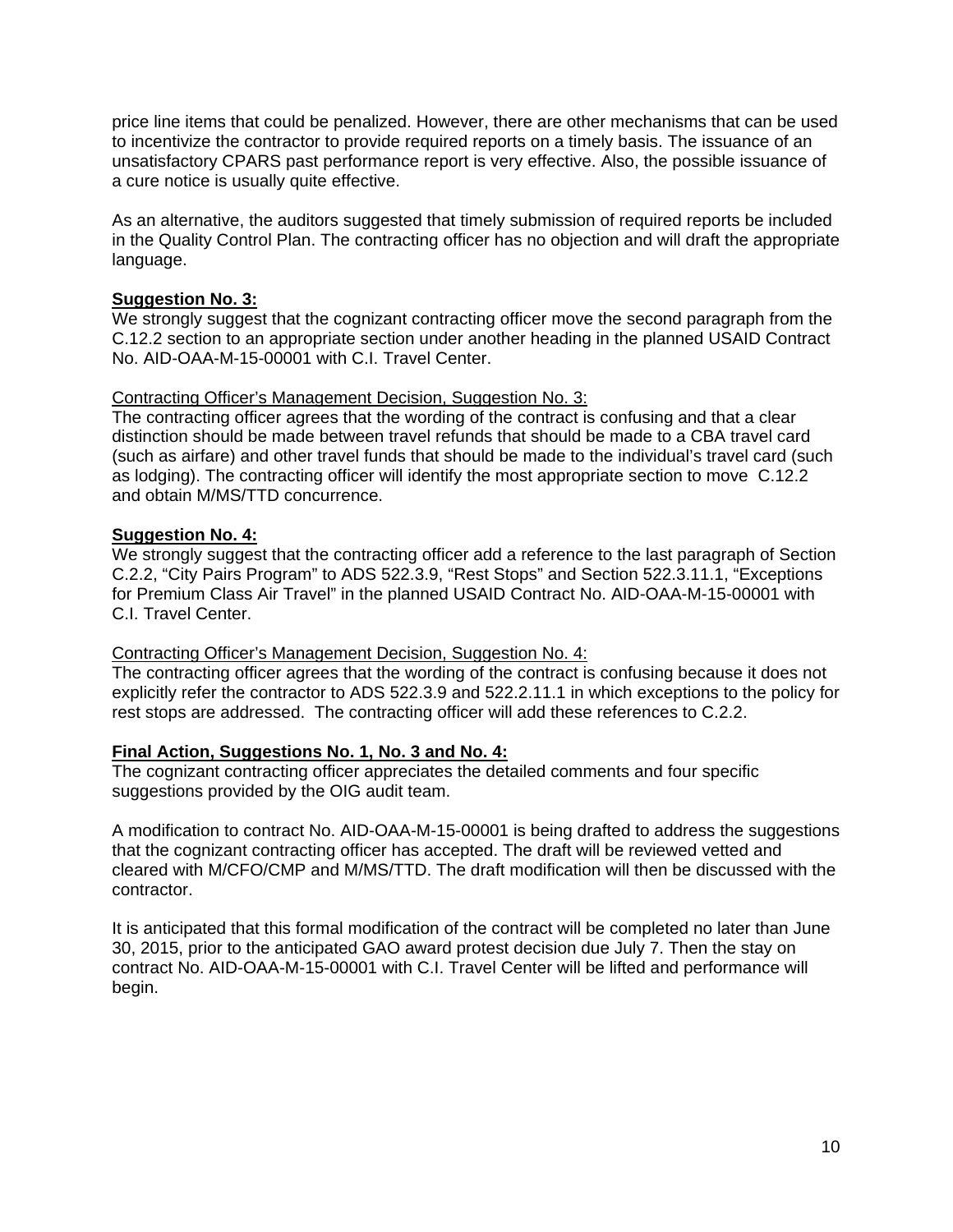price line items that could be penalized. However, there are other mechanisms that can be used to incentivize the contractor to provide required reports on a timely basis. The issuance of an unsatisfactory CPARS past performance report is very effective. Also, the possible issuance of a cure notice is usually quite effective.

As an alternative, the auditors suggested that timely submission of required reports be included in the Quality Control Plan. The contracting officer has no objection and will draft the appropriate language.

**Suggestion No. 3:**
We strongly suggest that the cognizant contracting officer move the second paragraph from the C.12.2 section to an appropriate section under another heading in the planned USAID Contract No. AID-OAA-M-15-00001 with C.I. Travel Center.

Contracting Officer's Management Decision, Suggestion No. 3:
The contracting officer agrees that the wording of the contract is confusing and that a clear distinction should be made between travel refunds that should be made to a CBA travel card (such as airfare) and other travel funds that should be made to the individual's travel card (such as lodging). The contracting officer will identify the most appropriate section to move C.12.2 and obtain M/MS/TTD concurrence.

**Suggestion No. 4:**
We strongly suggest that the contracting officer add a reference to the last paragraph of Section C.2.2, "City Pairs Program" to ADS 522.3.9, "Rest Stops" and Section 522.3.11.1, "Exceptions for Premium Class Air Travel" in the planned USAID Contract No. AID-OAA-M-15-00001 with C.I. Travel Center.

Contracting Officer's Management Decision, Suggestion No. 4:
The contracting officer agrees that the wording of the contract is confusing because it does not explicitly refer the contractor to ADS 522.3.9 and 522.2.11.1 in which exceptions to the policy for rest stops are addressed. The contracting officer will add these references to C.2.2.

**Final Action, Suggestions No. 1, No. 3 and No. 4:**
The cognizant contracting officer appreciates the detailed comments and four specific suggestions provided by the OIG audit team.

A modification to contract No. AID-OAA-M-15-00001 is being drafted to address the suggestions that the cognizant contracting officer has accepted. The draft will be reviewed vetted and cleared with M/CFO/CMP and M/MS/TTD. The draft modification will then be discussed with the contractor.

It is anticipated that this formal modification of the contract will be completed no later than June 30, 2015, prior to the anticipated GAO award protest decision due July 7. Then the stay on contract No. AID-OAA-M-15-00001 with C.I. Travel Center will be lifted and performance will begin.